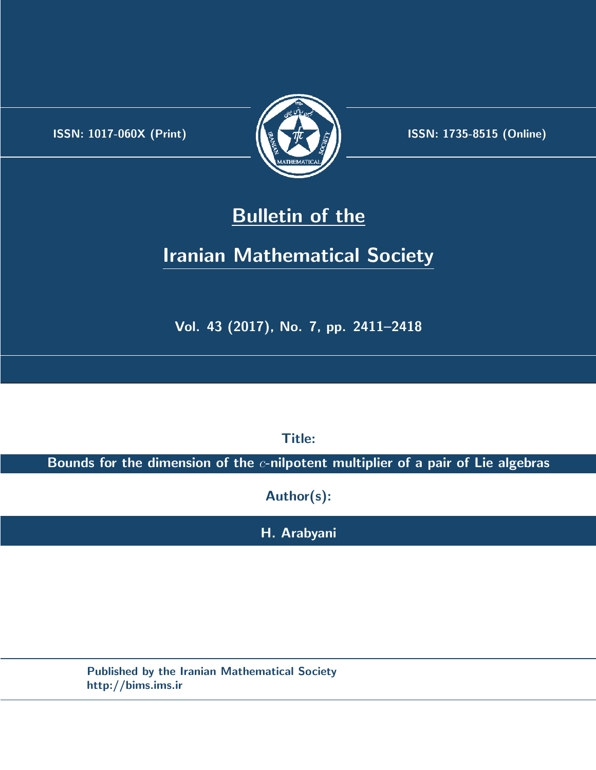ISSN: 1017-060X (Print)

ISSN: 1735-8515 (Online)

# Bulletin of the Iranian Mathematical Society

Vol. 43 (2017), No. 7, pp. 2411–2418

Title:

**Bounds for the dimension of the $c$-nilpotent multiplier of a pair of Lie algebras**

Author(s):

**H. Arabyani**

Published by the Iranian Mathematical Society
http://bims.ims.ir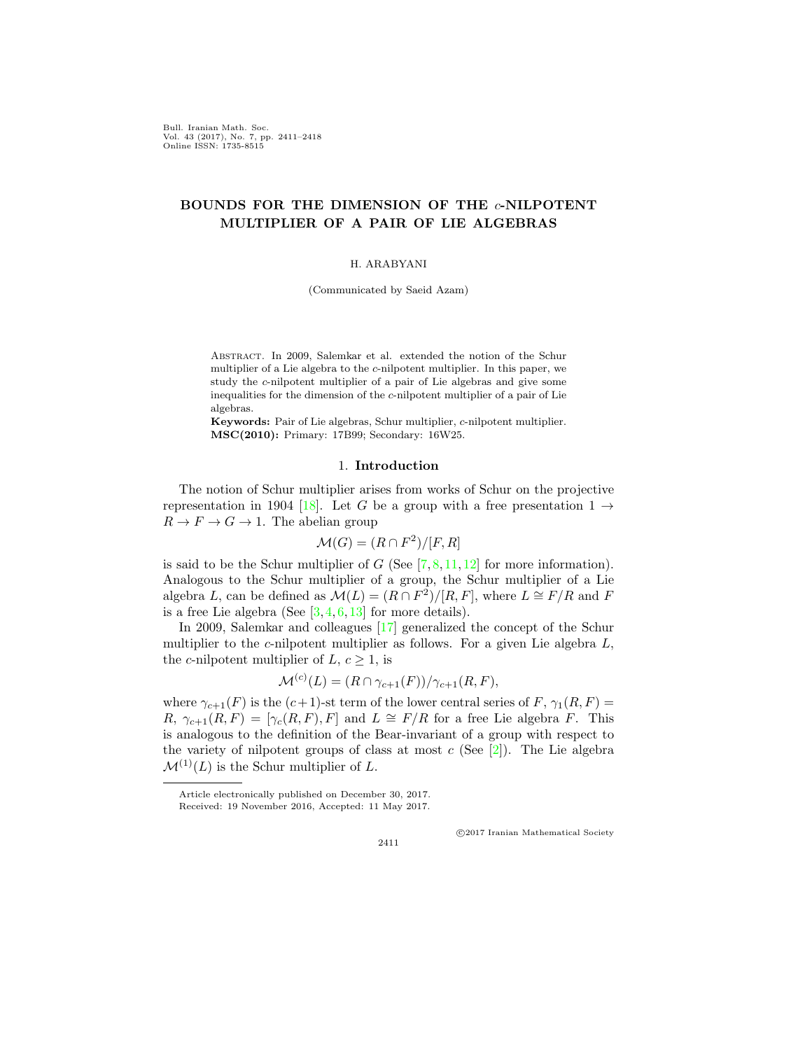# BOUNDS FOR THE DIMENSION OF THE $c$-NILPOTENT MULTIPLIER OF A PAIR OF LIE ALGEBRAS

H. ARABYANI

(Communicated by Saeid Azam)

Abstract. In 2009, Salemkar et al. extended the notion of the Schur multiplier of a Lie algebra to the $c$-nilpotent multiplier. In this paper, we study the $c$-nilpotent multiplier of a pair of Lie algebras and give some inequalities for the dimension of the $c$-nilpotent multiplier of a pair of Lie algebras.

**Keywords:** Pair of Lie algebras, Schur multiplier, $c$-nilpotent multiplier.
**MSC(2010):** Primary: 17B99; Secondary: 16W25.

## 1. Introduction

The notion of Schur multiplier arises from works of Schur on the projective representation in 1904 [18]. Let $G$ be a group with a free presentation $1 \to R \to F \to G \to 1$. The abelian group

$$\mathcal{M}(G) = (R \cap F^2)/[F, R]$$

is said to be the Schur multiplier of $G$ (See [7, 8, 11, 12] for more information). Analogous to the Schur multiplier of a group, the Schur multiplier of a Lie algebra $L$, can be defined as $\mathcal{M}(L) = (R \cap F^2)/[R, F]$, where $L \cong F/R$ and $F$ is a free Lie algebra (See [3, 4, 6, 13] for more details).

In 2009, Salemkar and colleagues [17] generalized the concept of the Schur multiplier to the $c$-nilpotent multiplier as follows. For a given Lie algebra $L$, the $c$-nilpotent multiplier of $L$, $c \geq 1$, is

$$\mathcal{M}^{(c)}(L) = (R \cap \gamma_{c+1}(F))/\gamma_{c+1}(R, F),$$

where $\gamma_{c+1}(F)$ is the $(c+1)$-st term of the lower central series of $F$, $\gamma_1(R, F) = R$, $\gamma_{c+1}(R, F) = [\gamma_c(R, F), F]$ and $L \cong F/R$ for a free Lie algebra $F$. This is analogous to the definition of the Bear-invariant of a group with respect to the variety of nilpotent groups of class at most $c$ (See [2]). The Lie algebra $\mathcal{M}^{(1)}(L)$ is the Schur multiplier of $L$.

Article electronically published on December 30, 2017.
Received: 19 November 2016, Accepted: 11 May 2017.

©2017 Iranian Mathematical Society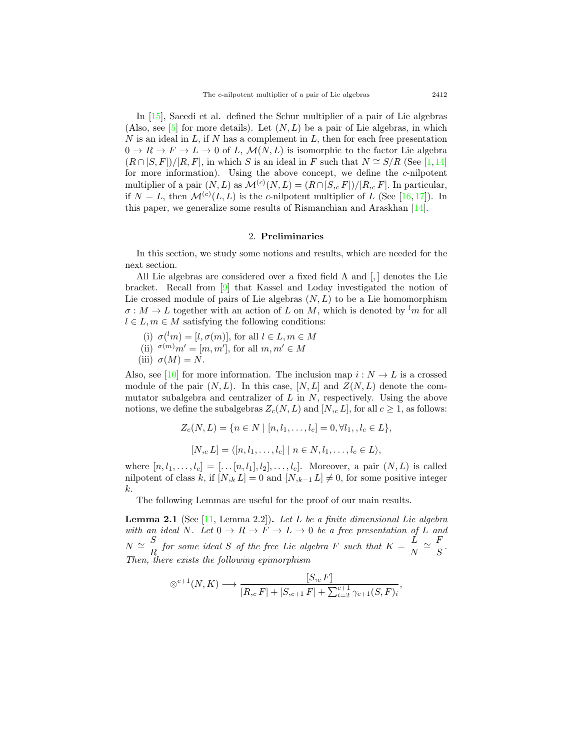In [15], Saeedi et al. defined the Schur multiplier of a pair of Lie algebras (Also, see [5] for more details). Let $(N, L)$ be a pair of Lie algebras, in which $N$ is an ideal in $L$, if $N$ has a complement in $L$, then for each free presentation $0 \to R \to F \to L \to 0$ of $L$, $\mathcal{M}(N, L)$ is isomorphic to the factor Lie algebra $(R \cap [S, F])/[R, F]$, in which $S$ is an ideal in $F$ such that $N \cong S/R$ (See [1, 14] for more information). Using the above concept, we define the $c$-nilpotent multiplier of a pair $(N, L)$ as $\mathcal{M}^{(c)}(N, L) = (R \cap [S,_c F])/[R,_c F]$. In particular, if $N = L$, then $\mathcal{M}^{(c)}(L, L)$ is the $c$-nilpotent multiplier of $L$ (See [16, 17]). In this paper, we generalize some results of Rismanchian and Araskhan [14].

## 2. Preliminaries

In this section, we study some notions and results, which are needed for the next section.

All Lie algebras are considered over a fixed field $\Lambda$ and $[,]$ denotes the Lie bracket. Recall from [9] that Kassel and Loday investigated the notion of Lie crossed module of pairs of Lie algebras $(N, L)$ to be a Lie homomorphism $\sigma : M \to L$ together with an action of $L$ on $M$, which is denoted by ${}^{l}m$ for all $l \in L, m \in M$ satisfying the following conditions:

(i) $\sigma({}^{l}m) = [l, \sigma(m)]$, for all $l \in L, m \in M$
(ii) ${}^{\sigma(m)}m' = [m, m']$, for all $m, m' \in M$
(iii) $\sigma(M) = N$.

Also, see [10] for more information. The inclusion map $i : N \to L$ is a crossed module of the pair $(N, L)$. In this case, $[N, L]$ and $Z(N, L)$ denote the commutator subalgebra and centralizer of $L$ in $N$, respectively. Using the above notions, we define the subalgebras $Z_c(N, L)$ and $[N,_c L]$, for all $c \geq 1$, as follows:

$$Z_c(N, L) = \{n \in N \mid [n, l_1, \ldots, l_c] = 0, \forall l_1, , l_c \in L\},$$

$$[N,_c L] = \langle [n, l_1, \ldots, l_c] \mid n \in N, l_1, \ldots, l_c \in L \rangle,$$

where $[n, l_1, \ldots, l_c] = [\ldots[n, l_1], l_2], \ldots, l_c]$. Moreover, a pair $(N, L)$ is called nilpotent of class $k$, if $[N,_k L] = 0$ and $[N,_{k-1} L] \neq 0$, for some positive integer $k$.

The following Lemmas are useful for the proof of our main results.

**Lemma 2.1** (See [11, Lemma 2.2]). *Let $L$ be a finite dimensional Lie algebra with an ideal $N$. Let $0 \to R \to F \to L \to 0$ be a free presentation of $L$ and $N \cong \dfrac{S}{R}$ for some ideal $S$ of the free Lie algebra $F$ such that $K = \dfrac{L}{N} \cong \dfrac{F}{S}$. Then, there exists the following epimorphism*

$$\otimes^{c+1}(N, K) \longrightarrow \frac{[S,_c F]}{[R,_c F] + [S,_{c+1} F] + \sum_{i=2}^{c+1} \gamma_{c+1}(S, F)_i},$$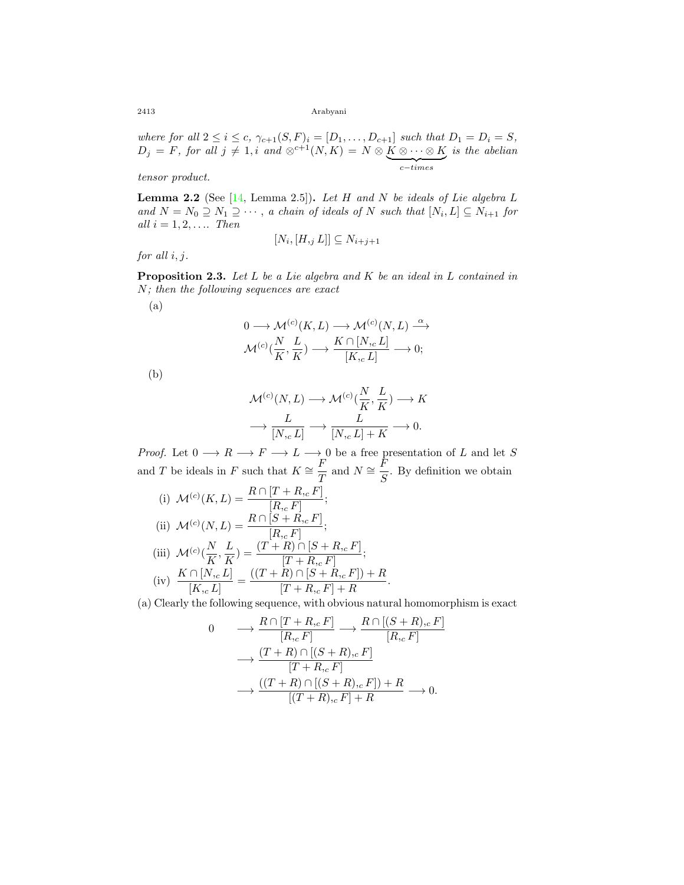*where for all $2 \le i \le c$, $\gamma_{c+1}(S,F)_i = [D_1, \dots, D_{c+1}]$ such that $D_1 = D_i = S$, $D_j = F$, for all $j \neq 1, i$ and $\otimes^{c+1}(N,K) = N \otimes \underbrace{K \otimes \cdots \otimes K}_{c-times}$ is the abelian tensor product.*

**Lemma 2.2** (See [14, Lemma 2.5])**.** *Let $H$ and $N$ be ideals of Lie algebra $L$ and $N = N_0 \supseteq N_1 \supseteq \cdots$, a chain of ideals of $N$ such that $[N_i, L] \subseteq N_{i+1}$ for all $i = 1, 2, \dots$. Then*

$$[N_i, [H,_j L]] \subseteq N_{i+j+1}$$

*for all $i, j$.*

**Proposition 2.3.** *Let $L$ be a Lie algebra and $K$ be an ideal in $L$ contained in $N$; then the following sequences are exact*

(a)

$$0 \longrightarrow \mathcal{M}^{(c)}(K,L) \longrightarrow \mathcal{M}^{(c)}(N,L) \stackrel{\alpha}{\longrightarrow} \mathcal{M}^{(c)}(\frac{N}{K}, \frac{L}{K}) \longrightarrow \frac{K \cap [N,_c L]}{[K,_c L]} \longrightarrow 0;$$

(b)

$$\mathcal{M}^{(c)}(N,L) \longrightarrow \mathcal{M}^{(c)}(\frac{N}{K}, \frac{L}{K}) \longrightarrow K \longrightarrow \frac{L}{[N,_c L]} \longrightarrow \frac{L}{[N,_c L] + K} \longrightarrow 0.$$

*Proof.* Let $0 \longrightarrow R \longrightarrow F \longrightarrow L \longrightarrow 0$ be a free presentation of $L$ and let $S$ and $T$ be ideals in $F$ such that $K \cong \frac{F}{T}$ and $N \cong \frac{F}{S}$. By definition we obtain

(i) $\mathcal{M}^{(c)}(K,L) = \dfrac{R \cap [T + R,_c F]}{[R,_c F]}$;

(ii) $\mathcal{M}^{(c)}(N,L) = \dfrac{R \cap [S + R,_c F]}{[R,_c F]}$;

(iii) $\mathcal{M}^{(c)}(\dfrac{N}{K}, \dfrac{L}{K}) = \dfrac{(T+R) \cap [S + R,_c F]}{[T + R,_c F]}$;

(iv) $\dfrac{K \cap [N,_c L]}{[K,_c L]} = \dfrac{((T+R) \cap [S + R,_c F]) + R}{[T + R,_c F] + R}$.

(a) Clearly the following sequence, with obvious natural homomorphism is exact

$$0 \longrightarrow \frac{R \cap [T + R,_c F]}{[R,_c F]} \longrightarrow \frac{R \cap [(S+R),_c F]}{[R,_c F]} \longrightarrow \frac{(T+R) \cap [(S+R),_c F]}{[T + R,_c F]} \longrightarrow \frac{((T+R) \cap [(S+R),_c F]) + R}{[(T+R),_c F] + R} \longrightarrow 0.$$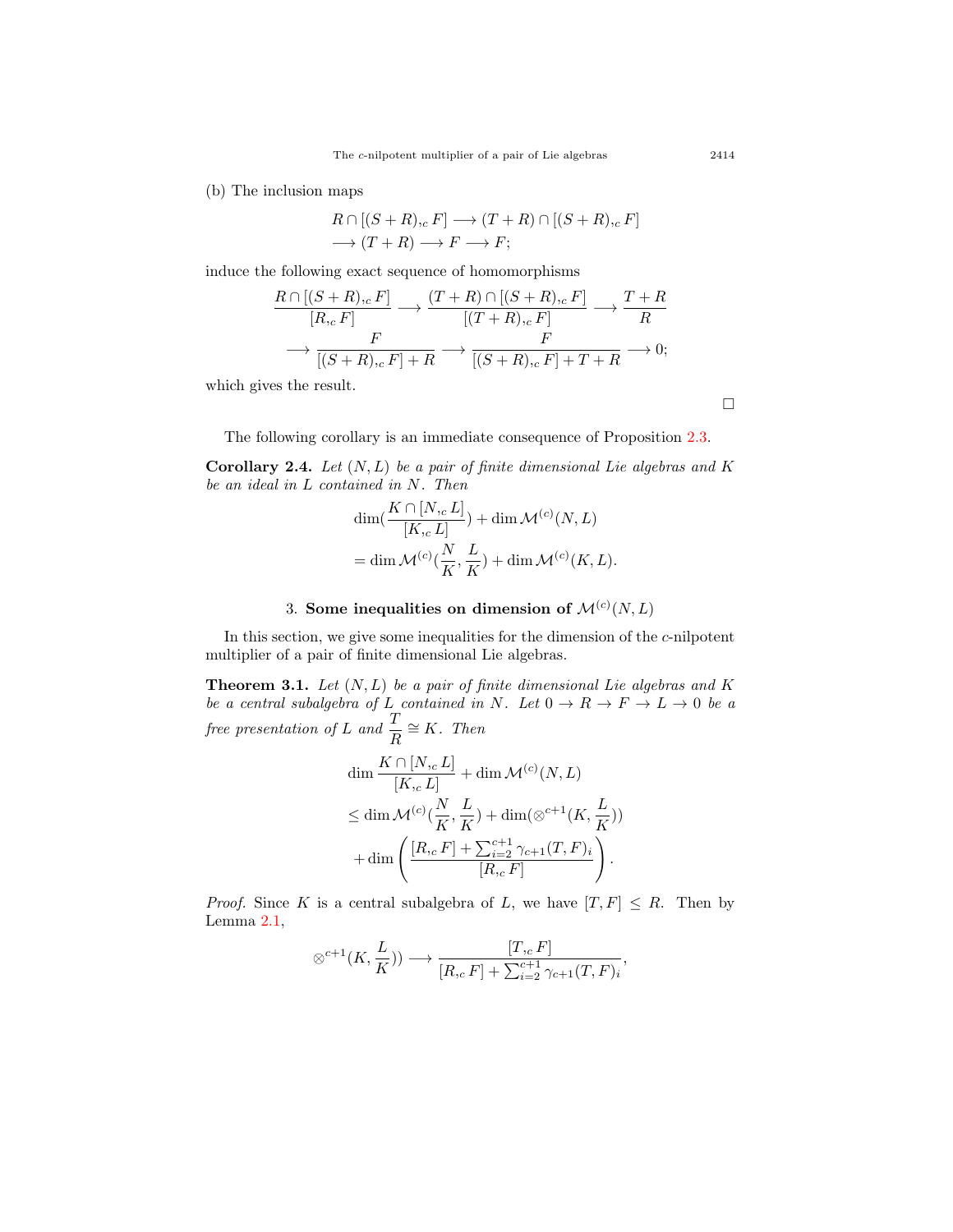(b) The inclusion maps

$$
\begin{aligned}
&R \cap [(S+R),_c F] \longrightarrow (T+R) \cap [(S+R),_c F] \\
&\longrightarrow (T+R) \longrightarrow F \longrightarrow F;
\end{aligned}
$$

induce the following exact sequence of homomorphisms

$$
\begin{aligned}
&\frac{R \cap [(S+R),_c F]}{[R,_c F]} \longrightarrow \frac{(T+R) \cap [(S+R),_c F]}{[(T+R),_c F]} \longrightarrow \frac{T+R}{R} \\
&\longrightarrow \frac{F}{[(S+R),_c F]+R} \longrightarrow \frac{F}{[(S+R),_c F]+T+R} \longrightarrow 0;
\end{aligned}
$$

which gives the result.

□

The following corollary is an immediate consequence of Proposition 2.3.

**Corollary 2.4.** *Let $(N, L)$ be a pair of finite dimensional Lie algebras and $K$ be an ideal in $L$ contained in $N$. Then*

$$
\begin{aligned}
&\dim(\frac{K \cap [N,_c L]}{[K,_c L]}) + \dim \mathcal{M}^{(c)}(N, L) \\
&= \dim \mathcal{M}^{(c)}(\frac{N}{K}, \frac{L}{K}) + \dim \mathcal{M}^{(c)}(K, L).
\end{aligned}
$$

## 3. Some inequalities on dimension of $\mathcal{M}^{(c)}(N, L)$

In this section, we give some inequalities for the dimension of the $c$-nilpotent multiplier of a pair of finite dimensional Lie algebras.

**Theorem 3.1.** *Let $(N, L)$ be a pair of finite dimensional Lie algebras and $K$ be a central subalgebra of $L$ contained in $N$. Let $0 \to R \to F \to L \to 0$ be a free presentation of $L$ and $\frac{T}{R} \cong K$. Then*

$$
\begin{aligned}
&\dim \frac{K \cap [N,_c L]}{[K,_c L]} + \dim \mathcal{M}^{(c)}(N, L) \\
&\leq \dim \mathcal{M}^{(c)}(\frac{N}{K}, \frac{L}{K}) + \dim(\otimes^{c+1}(K, \frac{L}{K})) \\
&\quad + \dim \left( \frac{[R,_c F] + \sum_{i=2}^{c+1} \gamma_{c+1}(T, F)_i}{[R,_c F]} \right).
\end{aligned}
$$

*Proof.* Since $K$ is a central subalgebra of $L$, we have $[T, F] \leq R$. Then by Lemma 2.1,

$$
\otimes^{c+1}(K, \frac{L}{K})) \longrightarrow \frac{[T,_c F]}{[R,_c F] + \sum_{i=2}^{c+1} \gamma_{c+1}(T, F)_i},
$$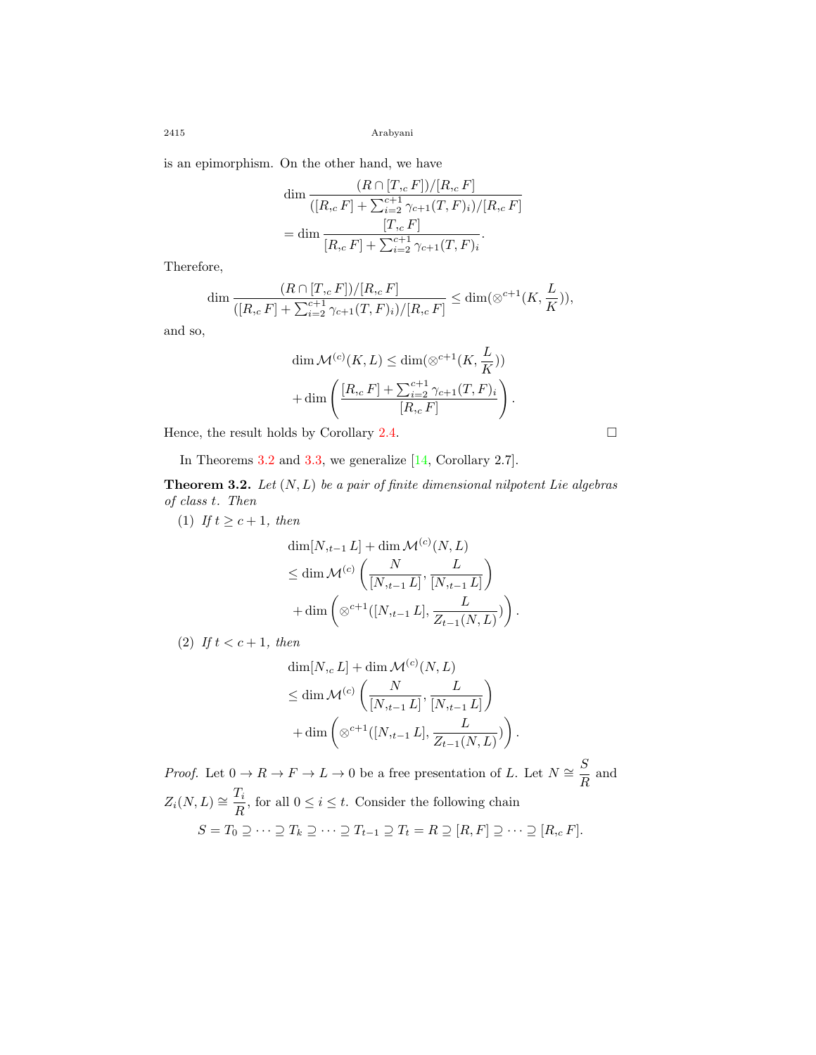is an epimorphism. On the other hand, we have

$$\dim \frac{(R \cap [T,_c F])/[R,_c F]}{([R,_c F] + \sum_{i=2}^{c+1} \gamma_{c+1}(T,F)_i)/[R,_c F]}$$
$$= \dim \frac{[T,_c F]}{[R,_c F] + \sum_{i=2}^{c+1} \gamma_{c+1}(T,F)_i}.$$

Therefore,

$$\dim \frac{(R \cap [T,_c F])/[R,_c F]}{([R,_c F] + \sum_{i=2}^{c+1} \gamma_{c+1}(T,F)_i)/[R,_c F]} \le \dim(\otimes^{c+1}(K, \frac{L}{K})),$$

and so,

$$\dim \mathcal{M}^{(c)}(K,L) \le \dim(\otimes^{c+1}(K, \frac{L}{K}))$$
$$+ \dim\left(\frac{[R,_c F] + \sum_{i=2}^{c+1} \gamma_{c+1}(T,F)_i}{[R,_c F]}\right).$$

Hence, the result holds by Corollary 2.4. $\square$

In Theorems 3.2 and 3.3, we generalize [14, Corollary 2.7].

**Theorem 3.2.** *Let $(N, L)$ be a pair of finite dimensional nilpotent Lie algebras of class $t$. Then*

(1) *If $t \ge c+1$, then*

$$\dim[N,_{t-1} L] + \dim \mathcal{M}^{(c)}(N,L)$$
$$\le \dim \mathcal{M}^{(c)}\left(\frac{N}{[N,_{t-1} L]}, \frac{L}{[N,_{t-1} L]}\right)$$
$$+ \dim\left(\otimes^{c+1}([N,_{t-1} L], \frac{L}{Z_{t-1}(N,L)})\right).$$

(2) *If $t < c+1$, then*

$$\dim[N,_c L] + \dim \mathcal{M}^{(c)}(N,L)$$
$$\le \dim \mathcal{M}^{(c)}\left(\frac{N}{[N,_{t-1} L]}, \frac{L}{[N,_{t-1} L]}\right)$$
$$+ \dim\left(\otimes^{c+1}([N,_{t-1} L], \frac{L}{Z_{t-1}(N,L)})\right).$$

*Proof.* Let $0 \to R \to F \to L \to 0$ be a free presentation of $L$. Let $N \cong \dfrac{S}{R}$ and $Z_i(N,L) \cong \dfrac{T_i}{R}$, for all $0 \le i \le t$. Consider the following chain

$$S = T_0 \supseteq \cdots \supseteq T_k \supseteq \cdots \supseteq T_{t-1} \supseteq T_t = R \supseteq [R,F] \supseteq \cdots \supseteq [R,_c F].$$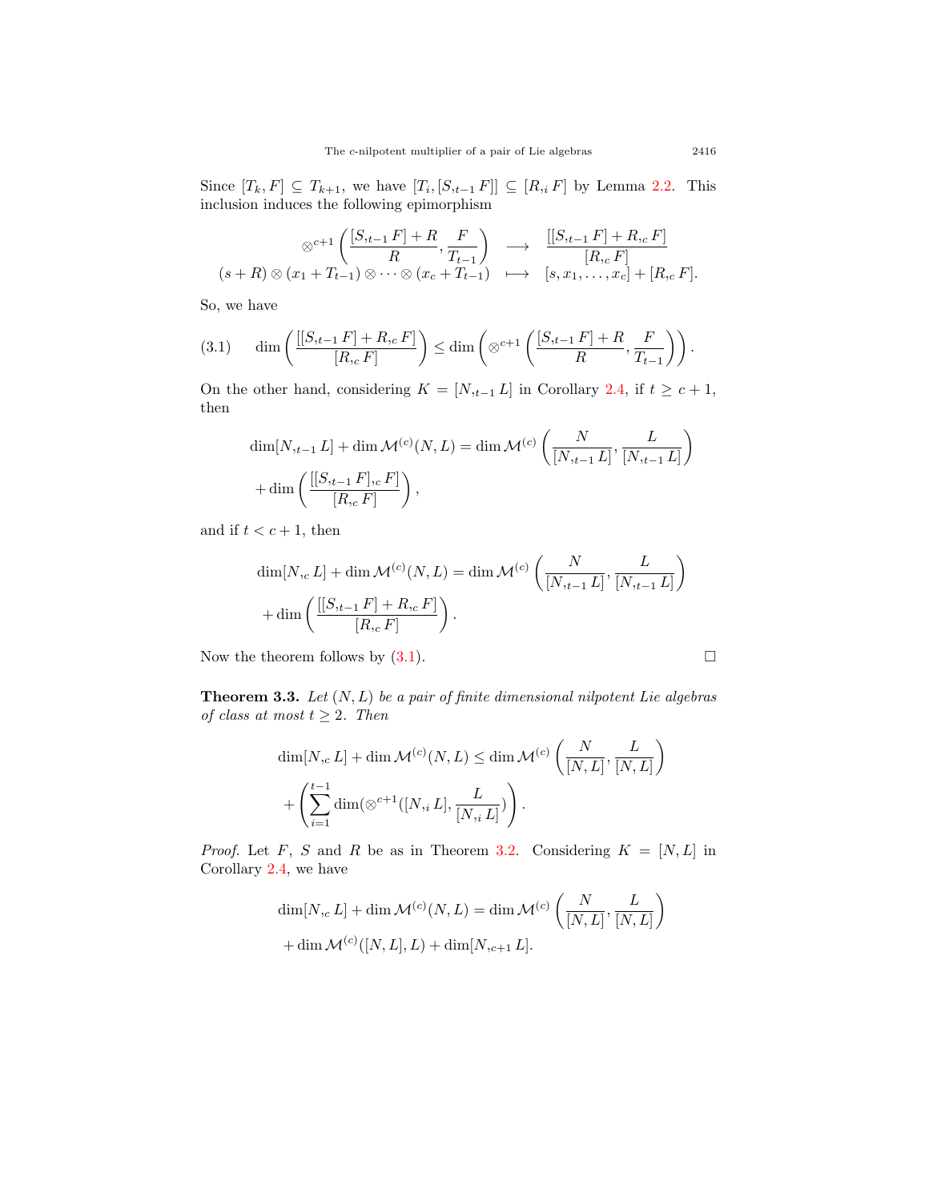Since $[T_k, F] \subseteq T_{k+1}$, we have $[T_i, [S,_{t-1} F]] \subseteq [R,_i F]$ by Lemma 2.2. This inclusion induces the following epimorphism

$$
\begin{array}{ccc}
\otimes^{c+1}\left(\dfrac{[S,_{t-1} F] + R}{R}, \dfrac{F}{T_{t-1}}\right) & \longrightarrow & \dfrac{[[S,_{t-1} F] + R,_c F]}{[R,_c F]} \\
(s + R) \otimes (x_1 + T_{t-1}) \otimes \cdots \otimes (x_c + T_{t-1}) & \longmapsto & [s, x_1, \ldots, x_c] + [R,_c F].
\end{array}
$$

So, we have

$$
\dim\left(\frac{[[S,_{t-1} F] + R,_c F]}{[R,_c F]}\right) \leq \dim\left(\otimes^{c+1}\left(\frac{[S,_{t-1} F] + R}{R}, \frac{F}{T_{t-1}}\right)\right). \tag{3.1}
$$

On the other hand, considering $K = [N,_{t-1} L]$ in Corollary 2.4, if $t \geq c+1$, then

$$
\dim[N,_{t-1} L] + \dim \mathcal{M}^{(c)}(N, L) = \dim \mathcal{M}^{(c)}\left(\frac{N}{[N,_{t-1} L]}, \frac{L}{[N,_{t-1} L]}\right)
+ \dim\left(\frac{[[S,_{t-1} F],_c F]}{[R,_c F]}\right),
$$

and if $t < c+1$, then

$$
\dim[N,_c L] + \dim \mathcal{M}^{(c)}(N, L) = \dim \mathcal{M}^{(c)}\left(\frac{N}{[N,_{t-1} L]}, \frac{L}{[N,_{t-1} L]}\right)
+ \dim\left(\frac{[[S,_{t-1} F] + R,_c F]}{[R,_c F]}\right).
$$

Now the theorem follows by (3.1). $\square$

**Theorem 3.3.** *Let $(N, L)$ be a pair of finite dimensional nilpotent Lie algebras of class at most $t \geq 2$. Then*

$$
\dim[N,_c L] + \dim \mathcal{M}^{(c)}(N, L) \leq \dim \mathcal{M}^{(c)}\left(\frac{N}{[N, L]}, \frac{L}{[N, L]}\right)
+ \left(\sum_{i=1}^{t-1} \dim(\otimes^{c+1}([N,_i L], \frac{L}{[N,_i L]})\right).
$$

*Proof.* Let $F$, $S$ and $R$ be as in Theorem 3.2. Considering $K = [N, L]$ in Corollary 2.4, we have

$$
\dim[N,_c L] + \dim \mathcal{M}^{(c)}(N, L) = \dim \mathcal{M}^{(c)}\left(\frac{N}{[N, L]}, \frac{L}{[N, L]}\right)
+ \dim \mathcal{M}^{(c)}([N, L], L) + \dim[N,_{c+1} L].
$$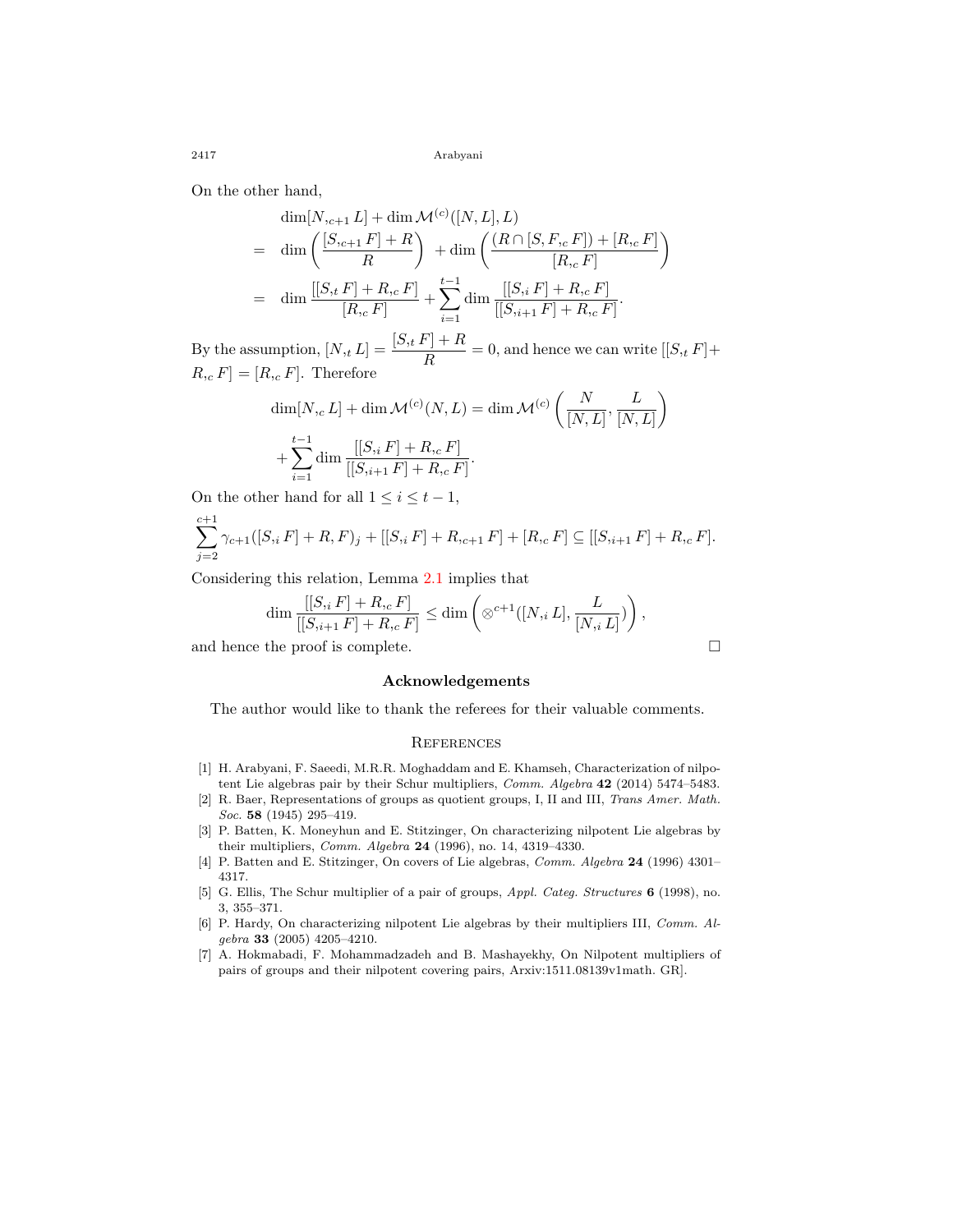On the other hand,

$$
\begin{aligned}
&\dim[N,_{c+1} L] + \dim \mathcal{M}^{(c)}([N, L], L) \\
= \;& \dim\left(\frac{[S,_{c+1} F] + R}{R}\right) + \dim\left(\frac{(R \cap [S, F,_c F]) + [R,_c F]}{[R,_c F]}\right) \\
= \;& \dim \frac{[[S,_t F] + R,_c F]}{[R,_c F]} + \sum_{i=1}^{t-1} \dim \frac{[[S,_i F] + R,_c F]}{[[S,_{i+1} F] + R,_c F]}.
\end{aligned}
$$

By the assumption, $[N,_t L] = \dfrac{[S,_t F] + R}{R} = 0$, and hence we can write $[[S,_t F] + R,_c F] = [R,_c F]$. Therefore

$$
\dim[N,_c L] + \dim \mathcal{M}^{(c)}(N, L) = \dim \mathcal{M}^{(c)}\left(\frac{N}{[N, L]}, \frac{L}{[N, L]}\right) + \sum_{i=1}^{t-1} \dim \frac{[[S,_i F] + R,_c F]}{[[S,_{i+1} F] + R,_c F]}.
$$

On the other hand for all $1 \leq i \leq t-1$,

$$
\sum_{j=2}^{c+1} \gamma_{c+1}([S,_i F] + R, F)_j + [[S,_i F] + R,_{c+1} F] + [R,_c F] \subseteq [[S,_{i+1} F] + R,_c F].
$$

Considering this relation, Lemma 2.1 implies that

$$
\dim \frac{[[S,_i F] + R,_c F]}{[[S,_{i+1} F] + R,_c F]} \leq \dim\left(\otimes^{c+1}([N,_i L], \frac{L}{[N,_i L]})\right),
$$

and hence the proof is complete. □

## Acknowledgements

The author would like to thank the referees for their valuable comments.

## References

[1] H. Arabyani, F. Saeedi, M.R.R. Moghaddam and E. Khamseh, Characterization of nilpotent Lie algebras pair by their Schur multipliers, *Comm. Algebra* **42** (2014) 5474–5483.

[2] R. Baer, Representations of groups as quotient groups, I, II and III, *Trans Amer. Math. Soc.* **58** (1945) 295–419.

[3] P. Batten, K. Moneyhun and E. Stitzinger, On characterizing nilpotent Lie algebras by their multipliers, *Comm. Algebra* **24** (1996), no. 14, 4319–4330.

[4] P. Batten and E. Stitzinger, On covers of Lie algebras, *Comm. Algebra* **24** (1996) 4301–4317.

[5] G. Ellis, The Schur multiplier of a pair of groups, *Appl. Categ. Structures* **6** (1998), no. 3, 355–371.

[6] P. Hardy, On characterizing nilpotent Lie algebras by their multipliers III, *Comm. Algebra* **33** (2005) 4205–4210.

[7] A. Hokmabadi, F. Mohammadzadeh and B. Mashayekhy, On Nilpotent multipliers of pairs of groups and their nilpotent covering pairs, Arxiv:1511.08139v1math. GR].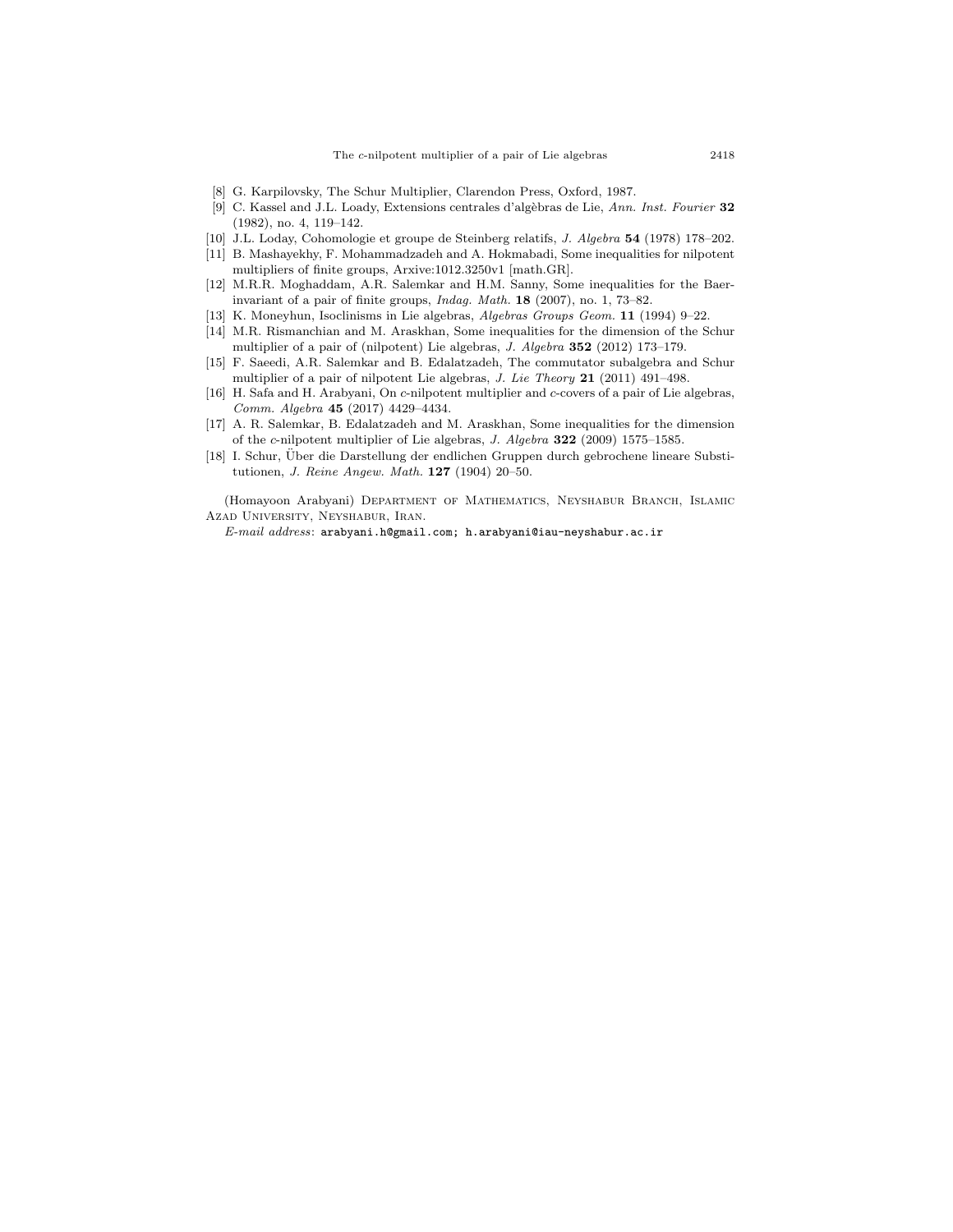[8] G. Karpilovsky, The Schur Multiplier, Clarendon Press, Oxford, 1987.

[9] C. Kassel and J.L. Loady, Extensions centrales d'algèbras de Lie, *Ann. Inst. Fourier* **32** (1982), no. 4, 119–142.

[10] J.L. Loday, Cohomologie et groupe de Steinberg relatifs, *J. Algebra* **54** (1978) 178–202.

[11] B. Mashayekhy, F. Mohammadzadeh and A. Hokmabadi, Some inequalities for nilpotent multipliers of finite groups, Arxive:1012.3250v1 [math.GR].

[12] M.R.R. Moghaddam, A.R. Salemkar and H.M. Sanny, Some inequalities for the Baer-invariant of a pair of finite groups, *Indag. Math.* **18** (2007), no. 1, 73–82.

[13] K. Moneyhun, Isoclinisms in Lie algebras, *Algebras Groups Geom.* **11** (1994) 9–22.

[14] M.R. Rismanchian and M. Araskhan, Some inequalities for the dimension of the Schur multiplier of a pair of (nilpotent) Lie algebras, *J. Algebra* **352** (2012) 173–179.

[15] F. Saeedi, A.R. Salemkar and B. Edalatzadeh, The commutator subalgebra and Schur multiplier of a pair of nilpotent Lie algebras, *J. Lie Theory* **21** (2011) 491–498.

[16] H. Safa and H. Arabyani, On $c$-nilpotent multiplier and $c$-covers of a pair of Lie algebras, *Comm. Algebra* **45** (2017) 4429–4434.

[17] A. R. Salemkar, B. Edalatzadeh and M. Araskhan, Some inequalities for the dimension of the $c$-nilpotent multiplier of Lie algebras, *J. Algebra* **322** (2009) 1575–1585.

[18] I. Schur, Über die Darstellung der endlichen Gruppen durch gebrochene lineare Substitutionen, *J. Reine Angew. Math.* **127** (1904) 20–50.

(Homayoon Arabyani) Department of Mathematics, Neyshabur Branch, Islamic Azad University, Neyshabur, Iran.

*E-mail address*: arabyani.h@gmail.com; h.arabyani@iau-neyshabur.ac.ir